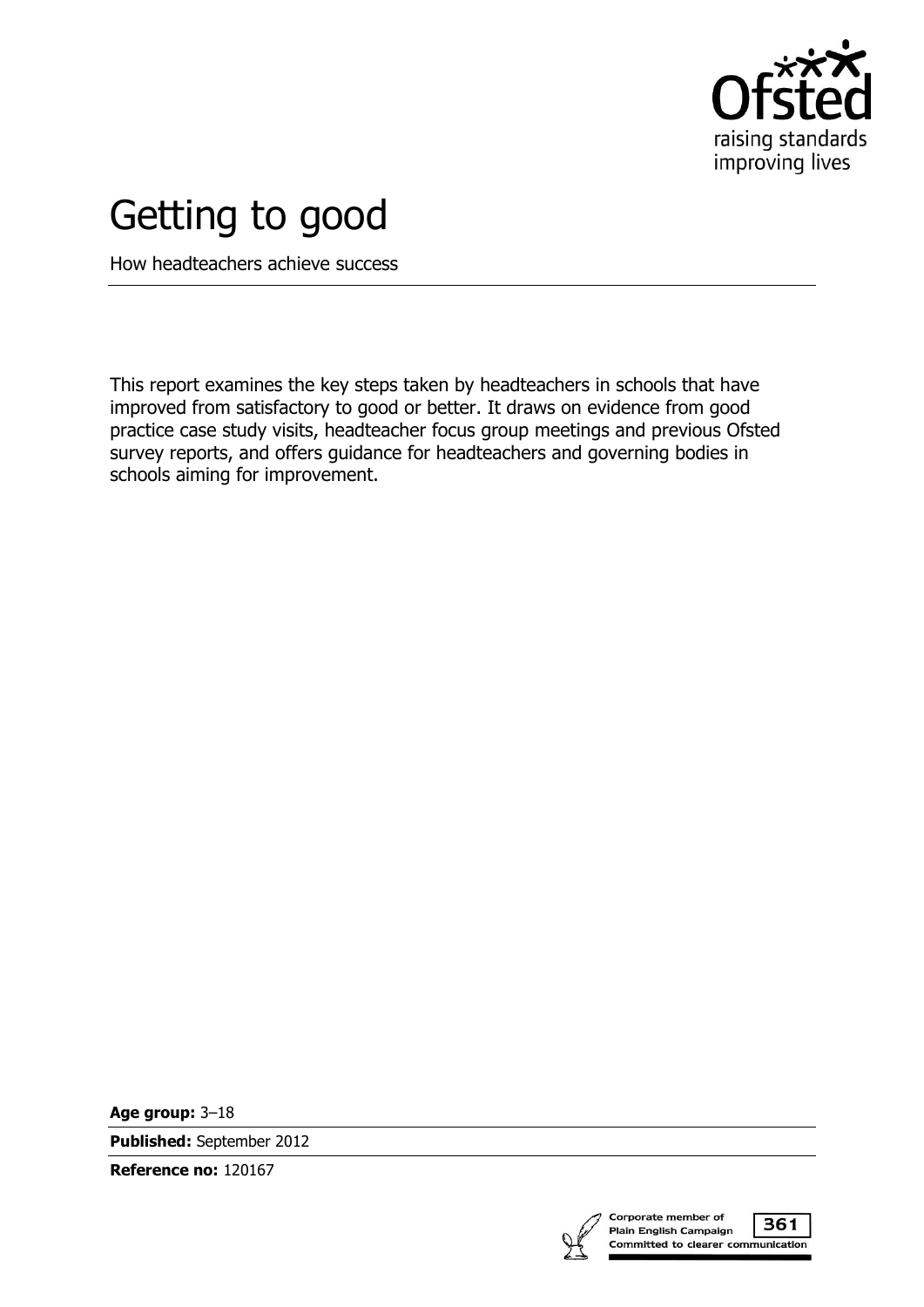# Getting to good

How headteachers achieve success

This report examines the key steps taken by headteachers in schools that have improved from satisfactory to good or better. It draws on evidence from good practice case study visits, headteacher focus group meetings and previous Ofsted survey reports, and offers guidance for headteachers and governing bodies in schools aiming for improvement.

**Age group:** 3–18

**Published:** September 2012

**Reference no:** 120167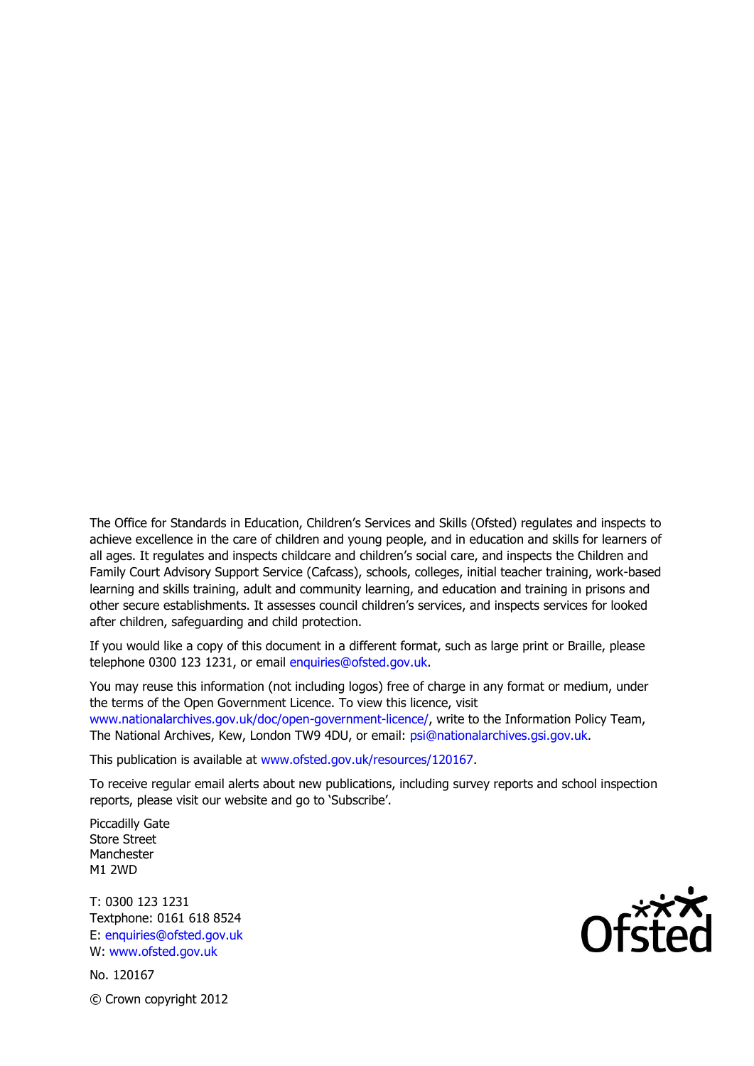The Office for Standards in Education, Children's Services and Skills (Ofsted) regulates and inspects to achieve excellence in the care of children and young people, and in education and skills for learners of all ages. It regulates and inspects childcare and children's social care, and inspects the Children and Family Court Advisory Support Service (Cafcass), schools, colleges, initial teacher training, work-based learning and skills training, adult and community learning, and education and training in prisons and other secure establishments. It assesses council children's services, and inspects services for looked after children, safeguarding and child protection.

If you would like a copy of this document in a different format, such as large print or Braille, please telephone 0300 123 1231, or email enquiries@ofsted.gov.uk.

You may reuse this information (not including logos) free of charge in any format or medium, under the terms of the Open Government Licence. To view this licence, visit www.nationalarchives.gov.uk/doc/open-government-licence/, write to the Information Policy Team, The National Archives, Kew, London TW9 4DU, or email: psi@nationalarchives.gsi.gov.uk.

This publication is available at www.ofsted.gov.uk/resources/120167.

To receive regular email alerts about new publications, including survey reports and school inspection reports, please visit our website and go to 'Subscribe'.

Piccadilly Gate
Store Street
Manchester
M1 2WD

T: 0300 123 1231
Textphone: 0161 618 8524
E: enquiries@ofsted.gov.uk
W: www.ofsted.gov.uk

No. 120167

© Crown copyright 2012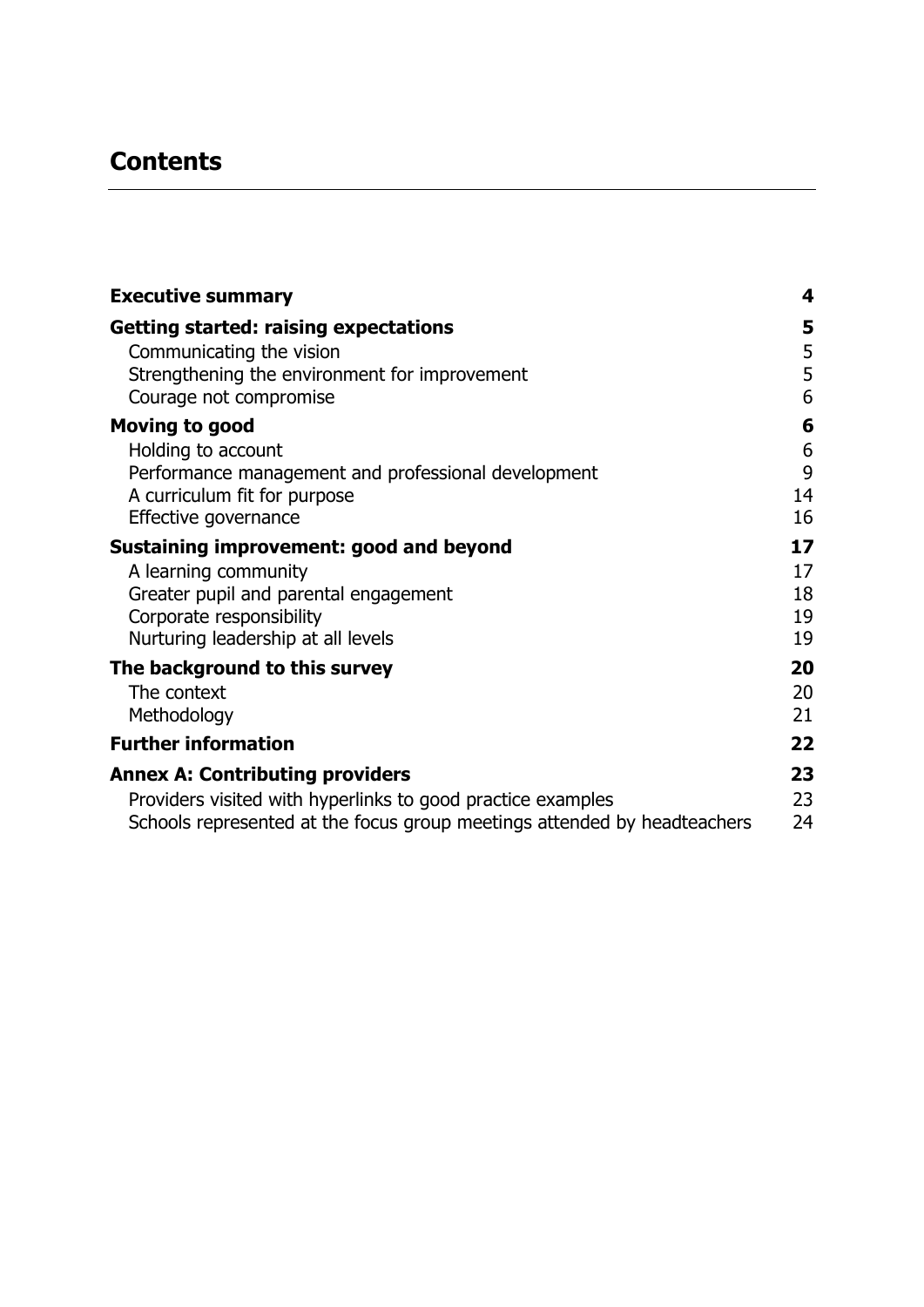# Contents

| | |
|---|---|
| **Executive summary** | **4** |
| **Getting started: raising expectations** | **5** |
| Communicating the vision | 5 |
| Strengthening the environment for improvement | 5 |
| Courage not compromise | 6 |
| **Moving to good** | **6** |
| Holding to account | 6 |
| Performance management and professional development | 9 |
| A curriculum fit for purpose | 14 |
| Effective governance | 16 |
| **Sustaining improvement: good and beyond** | **17** |
| A learning community | 17 |
| Greater pupil and parental engagement | 18 |
| Corporate responsibility | 19 |
| Nurturing leadership at all levels | 19 |
| **The background to this survey** | **20** |
| The context | 20 |
| Methodology | 21 |
| **Further information** | **22** |
| **Annex A: Contributing providers** | **23** |
| Providers visited with hyperlinks to good practice examples | 23 |
| Schools represented at the focus group meetings attended by headteachers | 24 |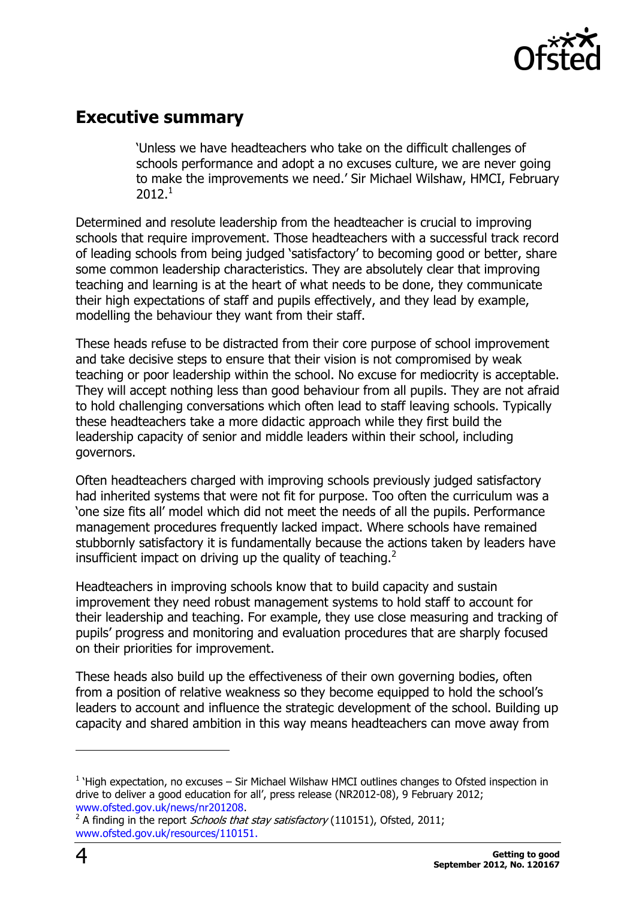## Executive summary

> 'Unless we have headteachers who take on the difficult challenges of schools performance and adopt a no excuses culture, we are never going to make the improvements we need.' Sir Michael Wilshaw, HMCI, February 2012.[1]

Determined and resolute leadership from the headteacher is crucial to improving schools that require improvement. Those headteachers with a successful track record of leading schools from being judged 'satisfactory' to becoming good or better, share some common leadership characteristics. They are absolutely clear that improving teaching and learning is at the heart of what needs to be done, they communicate their high expectations of staff and pupils effectively, and they lead by example, modelling the behaviour they want from their staff.

These heads refuse to be distracted from their core purpose of school improvement and take decisive steps to ensure that their vision is not compromised by weak teaching or poor leadership within the school. No excuse for mediocrity is acceptable. They will accept nothing less than good behaviour from all pupils. They are not afraid to hold challenging conversations which often lead to staff leaving schools. Typically these headteachers take a more didactic approach while they first build the leadership capacity of senior and middle leaders within their school, including governors.

Often headteachers charged with improving schools previously judged satisfactory had inherited systems that were not fit for purpose. Too often the curriculum was a 'one size fits all' model which did not meet the needs of all the pupils. Performance management procedures frequently lacked impact. Where schools have remained stubbornly satisfactory it is fundamentally because the actions taken by leaders have insufficient impact on driving up the quality of teaching.[2]

Headteachers in improving schools know that to build capacity and sustain improvement they need robust management systems to hold staff to account for their leadership and teaching. For example, they use close measuring and tracking of pupils' progress and monitoring and evaluation procedures that are sharply focused on their priorities for improvement.

These heads also build up the effectiveness of their own governing bodies, often from a position of relative weakness so they become equipped to hold the school's leaders to account and influence the strategic development of the school. Building up capacity and shared ambition in this way means headteachers can move away from

---

[1] 'High expectation, no excuses – Sir Michael Wilshaw HMCI outlines changes to Ofsted inspection in drive to deliver a good education for all', press release (NR2012-08), 9 February 2012; www.ofsted.gov.uk/news/nr201208.

[2] A finding in the report *Schools that stay satisfactory* (110151), Ofsted, 2011; www.ofsted.gov.uk/resources/110151.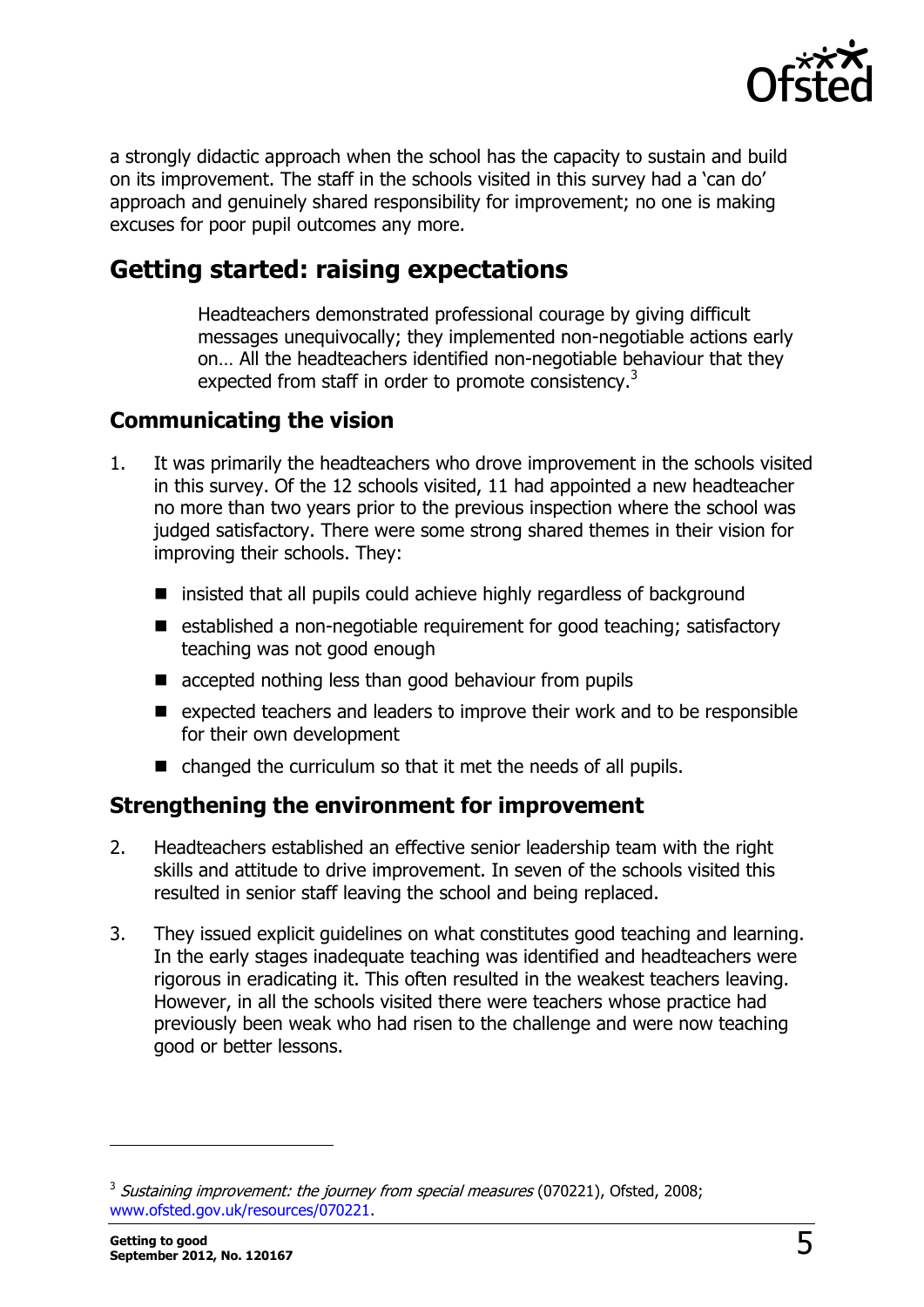a strongly didactic approach when the school has the capacity to sustain and build on its improvement. The staff in the schools visited in this survey had a 'can do' approach and genuinely shared responsibility for improvement; no one is making excuses for poor pupil outcomes any more.

## Getting started: raising expectations

> Headteachers demonstrated professional courage by giving difficult messages unequivocally; they implemented non-negotiable actions early on… All the headteachers identified non-negotiable behaviour that they expected from staff in order to promote consistency.[3]

### Communicating the vision

1. It was primarily the headteachers who drove improvement in the schools visited in this survey. Of the 12 schools visited, 11 had appointed a new headteacher no more than two years prior to the previous inspection where the school was judged satisfactory. There were some strong shared themes in their vision for improving their schools. They:

   - insisted that all pupils could achieve highly regardless of background
   - established a non-negotiable requirement for good teaching; satisfactory teaching was not good enough
   - accepted nothing less than good behaviour from pupils
   - expected teachers and leaders to improve their work and to be responsible for their own development
   - changed the curriculum so that it met the needs of all pupils.

### Strengthening the environment for improvement

2. Headteachers established an effective senior leadership team with the right skills and attitude to drive improvement. In seven of the schools visited this resulted in senior staff leaving the school and being replaced.

3. They issued explicit guidelines on what constitutes good teaching and learning. In the early stages inadequate teaching was identified and headteachers were rigorous in eradicating it. This often resulted in the weakest teachers leaving. However, in all the schools visited there were teachers whose practice had previously been weak who had risen to the challenge and were now teaching good or better lessons.

---

[3] *Sustaining improvement: the journey from special measures* (070221), Ofsted, 2008; www.ofsted.gov.uk/resources/070221.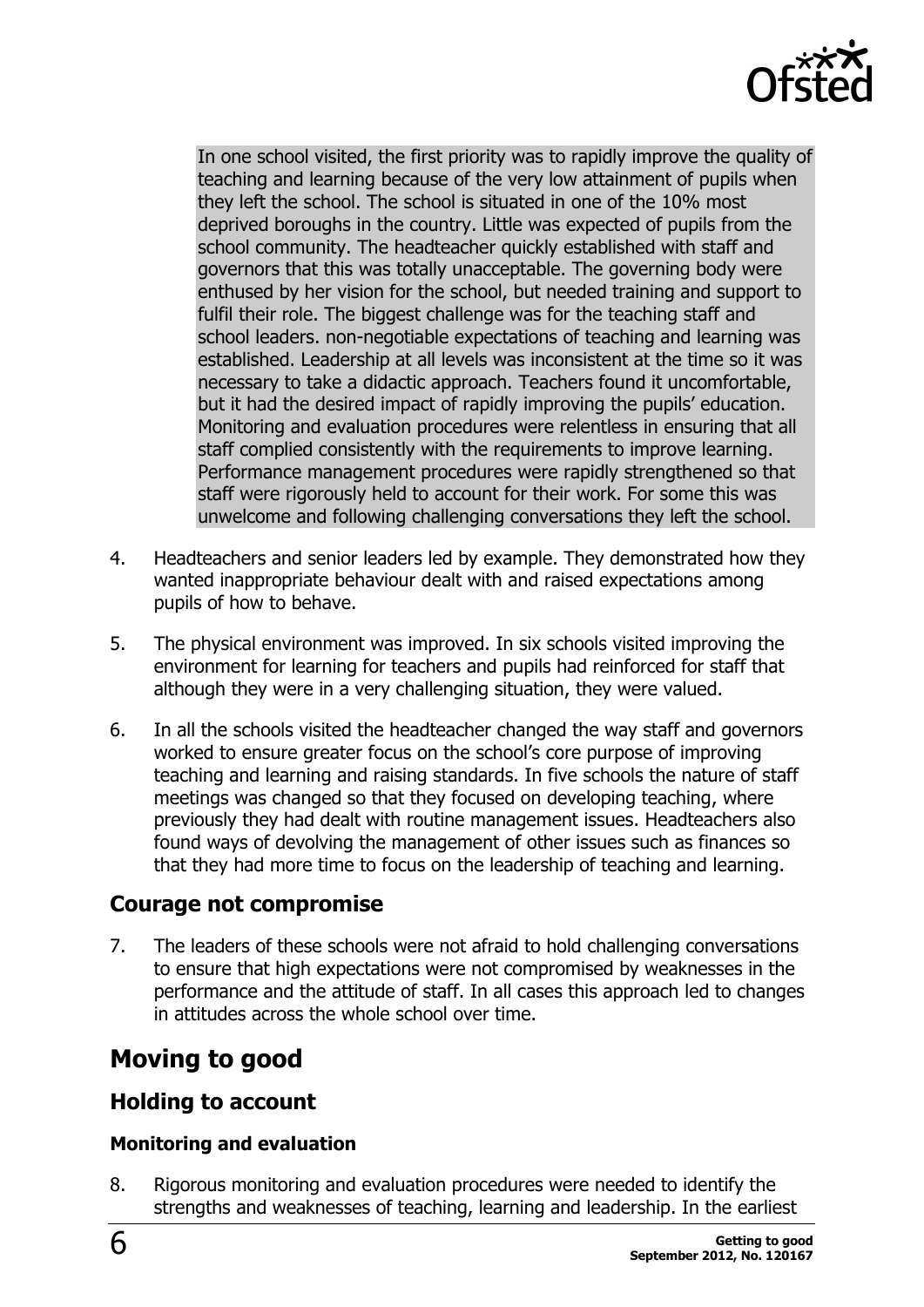In one school visited, the first priority was to rapidly improve the quality of teaching and learning because of the very low attainment of pupils when they left the school. The school is situated in one of the 10% most deprived boroughs in the country. Little was expected of pupils from the school community. The headteacher quickly established with staff and governors that this was totally unacceptable. The governing body were enthused by her vision for the school, but needed training and support to fulfil their role. The biggest challenge was for the teaching staff and school leaders. non-negotiable expectations of teaching and learning was established. Leadership at all levels was inconsistent at the time so it was necessary to take a didactic approach. Teachers found it uncomfortable, but it had the desired impact of rapidly improving the pupils' education. Monitoring and evaluation procedures were relentless in ensuring that all staff complied consistently with the requirements to improve learning. Performance management procedures were rapidly strengthened so that staff were rigorously held to account for their work. For some this was unwelcome and following challenging conversations they left the school.

4. Headteachers and senior leaders led by example. They demonstrated how they wanted inappropriate behaviour dealt with and raised expectations among pupils of how to behave.

5. The physical environment was improved. In six schools visited improving the environment for learning for teachers and pupils had reinforced for staff that although they were in a very challenging situation, they were valued.

6. In all the schools visited the headteacher changed the way staff and governors worked to ensure greater focus on the school's core purpose of improving teaching and learning and raising standards. In five schools the nature of staff meetings was changed so that they focused on developing teaching, where previously they had dealt with routine management issues. Headteachers also found ways of devolving the management of other issues such as finances so that they had more time to focus on the leadership of teaching and learning.

### Courage not compromise

7. The leaders of these schools were not afraid to hold challenging conversations to ensure that high expectations were not compromised by weaknesses in the performance and the attitude of staff. In all cases this approach led to changes in attitudes across the whole school over time.

## Moving to good

### Holding to account

#### Monitoring and evaluation

8. Rigorous monitoring and evaluation procedures were needed to identify the strengths and weaknesses of teaching, learning and leadership. In the earliest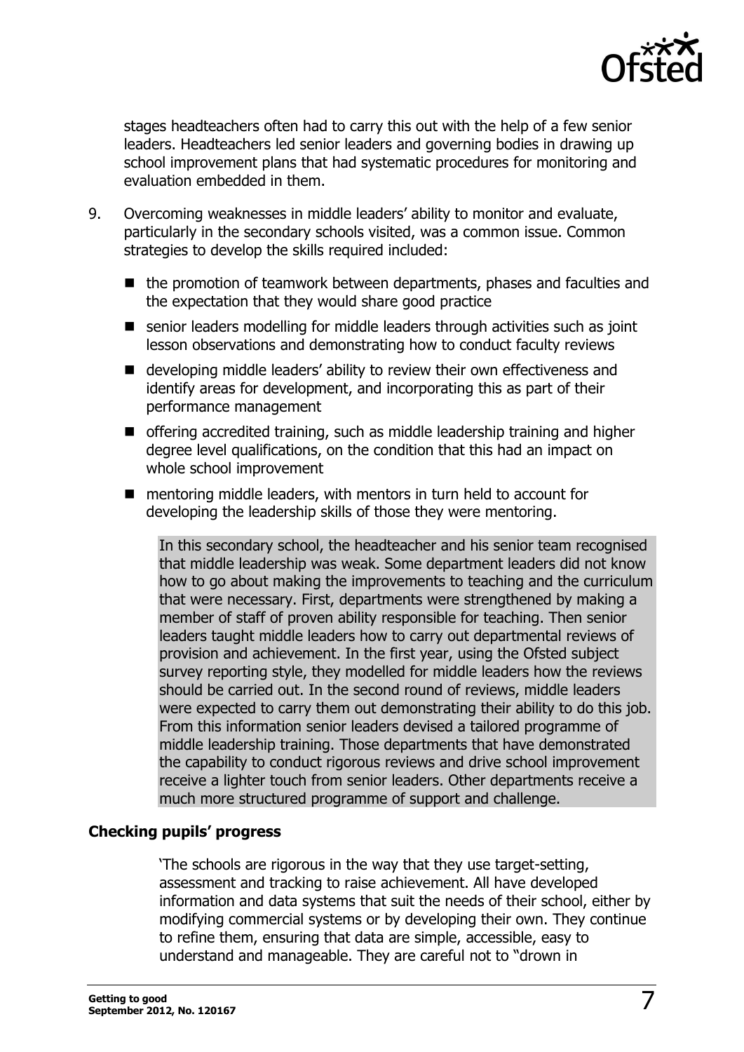stages headteachers often had to carry this out with the help of a few senior leaders. Headteachers led senior leaders and governing bodies in drawing up school improvement plans that had systematic procedures for monitoring and evaluation embedded in them.

9. Overcoming weaknesses in middle leaders' ability to monitor and evaluate, particularly in the secondary schools visited, was a common issue. Common strategies to develop the skills required included:

   - the promotion of teamwork between departments, phases and faculties and the expectation that they would share good practice
   - senior leaders modelling for middle leaders through activities such as joint lesson observations and demonstrating how to conduct faculty reviews
   - developing middle leaders' ability to review their own effectiveness and identify areas for development, and incorporating this as part of their performance management
   - offering accredited training, such as middle leadership training and higher degree level qualifications, on the condition that this had an impact on whole school improvement
   - mentoring middle leaders, with mentors in turn held to account for developing the leadership skills of those they were mentoring.

> In this secondary school, the headteacher and his senior team recognised that middle leadership was weak. Some department leaders did not know how to go about making the improvements to teaching and the curriculum that were necessary. First, departments were strengthened by making a member of staff of proven ability responsible for teaching. Then senior leaders taught middle leaders how to carry out departmental reviews of provision and achievement. In the first year, using the Ofsted subject survey reporting style, they modelled for middle leaders how the reviews should be carried out. In the second round of reviews, middle leaders were expected to carry them out demonstrating their ability to do this job. From this information senior leaders devised a tailored programme of middle leadership training. Those departments that have demonstrated the capability to conduct rigorous reviews and drive school improvement receive a lighter touch from senior leaders. Other departments receive a much more structured programme of support and challenge.

### Checking pupils' progress

> 'The schools are rigorous in the way that they use target-setting, assessment and tracking to raise achievement. All have developed information and data systems that suit the needs of their school, either by modifying commercial systems or by developing their own. They continue to refine them, ensuring that data are simple, accessible, easy to understand and manageable. They are careful not to "drown in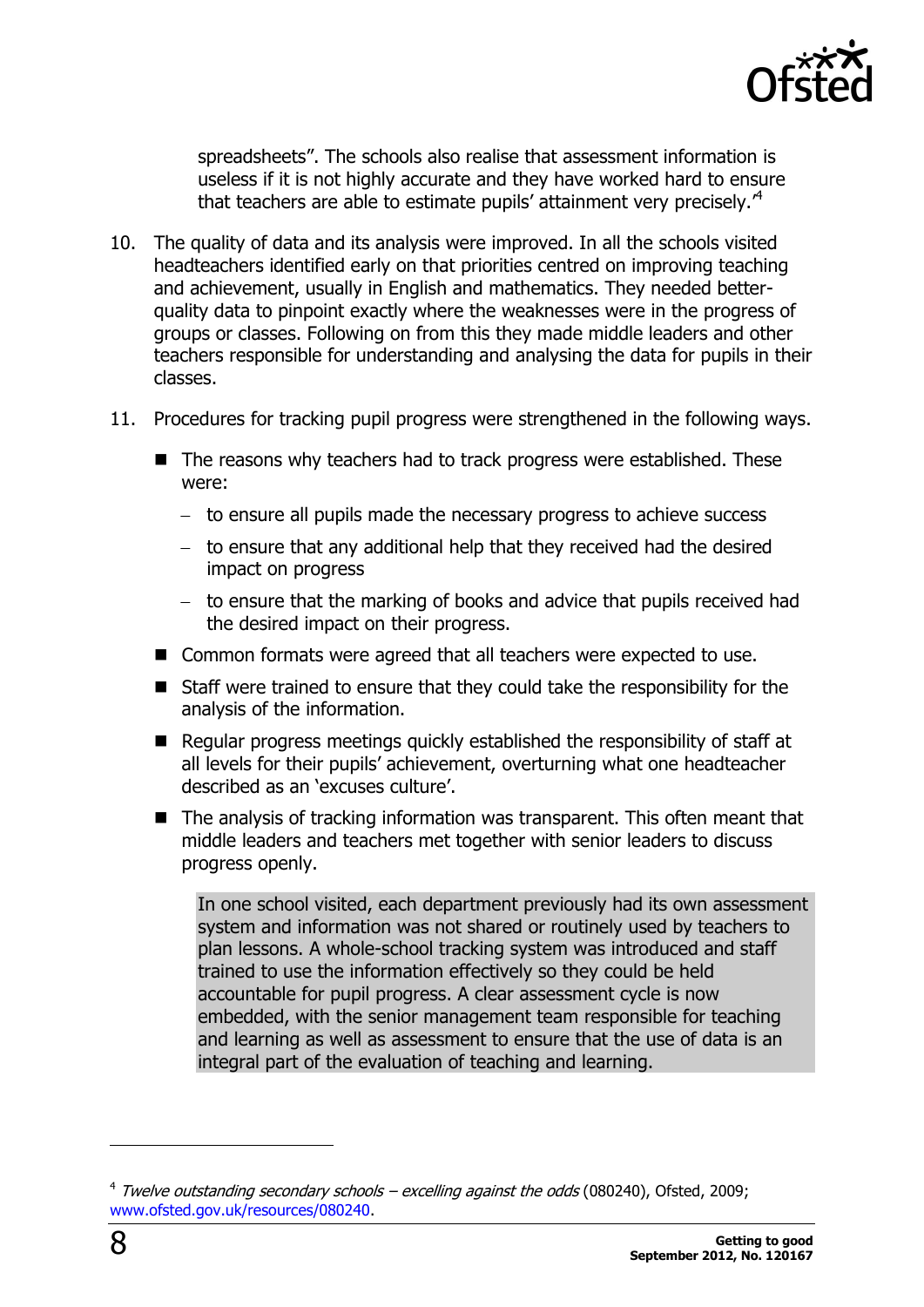spreadsheets". The schools also realise that assessment information is useless if it is not highly accurate and they have worked hard to ensure that teachers are able to estimate pupils' attainment very precisely.'[4]

10. The quality of data and its analysis were improved. In all the schools visited headteachers identified early on that priorities centred on improving teaching and achievement, usually in English and mathematics. They needed better-quality data to pinpoint exactly where the weaknesses were in the progress of groups or classes. Following on from this they made middle leaders and other teachers responsible for understanding and analysing the data for pupils in their classes.

11. Procedures for tracking pupil progress were strengthened in the following ways.

    - The reasons why teachers had to track progress were established. These were:
        - to ensure all pupils made the necessary progress to achieve success
        - to ensure that any additional help that they received had the desired impact on progress
        - to ensure that the marking of books and advice that pupils received had the desired impact on their progress.
    - Common formats were agreed that all teachers were expected to use.
    - Staff were trained to ensure that they could take the responsibility for the analysis of the information.
    - Regular progress meetings quickly established the responsibility of staff at all levels for their pupils' achievement, overturning what one headteacher described as an 'excuses culture'.
    - The analysis of tracking information was transparent. This often meant that middle leaders and teachers met together with senior leaders to discuss progress openly.

> In one school visited, each department previously had its own assessment system and information was not shared or routinely used by teachers to plan lessons. A whole-school tracking system was introduced and staff trained to use the information effectively so they could be held accountable for pupil progress. A clear assessment cycle is now embedded, with the senior management team responsible for teaching and learning as well as assessment to ensure that the use of data is an integral part of the evaluation of teaching and learning.

---

[4] *Twelve outstanding secondary schools – excelling against the odds* (080240), Ofsted, 2009; www.ofsted.gov.uk/resources/080240.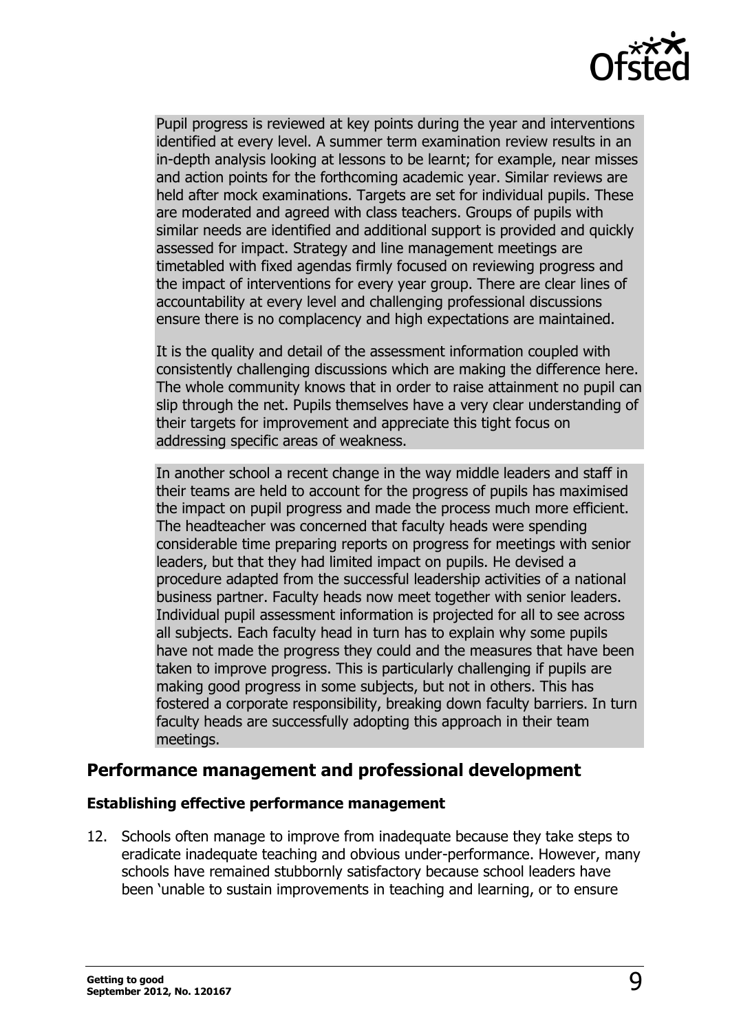Pupil progress is reviewed at key points during the year and interventions identified at every level. A summer term examination review results in an in-depth analysis looking at lessons to be learnt; for example, near misses and action points for the forthcoming academic year. Similar reviews are held after mock examinations. Targets are set for individual pupils. These are moderated and agreed with class teachers. Groups of pupils with similar needs are identified and additional support is provided and quickly assessed for impact. Strategy and line management meetings are timetabled with fixed agendas firmly focused on reviewing progress and the impact of interventions for every year group. There are clear lines of accountability at every level and challenging professional discussions ensure there is no complacency and high expectations are maintained.

It is the quality and detail of the assessment information coupled with consistently challenging discussions which are making the difference here. The whole community knows that in order to raise attainment no pupil can slip through the net. Pupils themselves have a very clear understanding of their targets for improvement and appreciate this tight focus on addressing specific areas of weakness.

In another school a recent change in the way middle leaders and staff in their teams are held to account for the progress of pupils has maximised the impact on pupil progress and made the process much more efficient. The headteacher was concerned that faculty heads were spending considerable time preparing reports on progress for meetings with senior leaders, but that they had limited impact on pupils. He devised a procedure adapted from the successful leadership activities of a national business partner. Faculty heads now meet together with senior leaders. Individual pupil assessment information is projected for all to see across all subjects. Each faculty head in turn has to explain why some pupils have not made the progress they could and the measures that have been taken to improve progress. This is particularly challenging if pupils are making good progress in some subjects, but not in others. This has fostered a corporate responsibility, breaking down faculty barriers. In turn faculty heads are successfully adopting this approach in their team meetings.

## Performance management and professional development

### Establishing effective performance management

12. Schools often manage to improve from inadequate because they take steps to eradicate inadequate teaching and obvious under-performance. However, many schools have remained stubbornly satisfactory because school leaders have been 'unable to sustain improvements in teaching and learning, or to ensure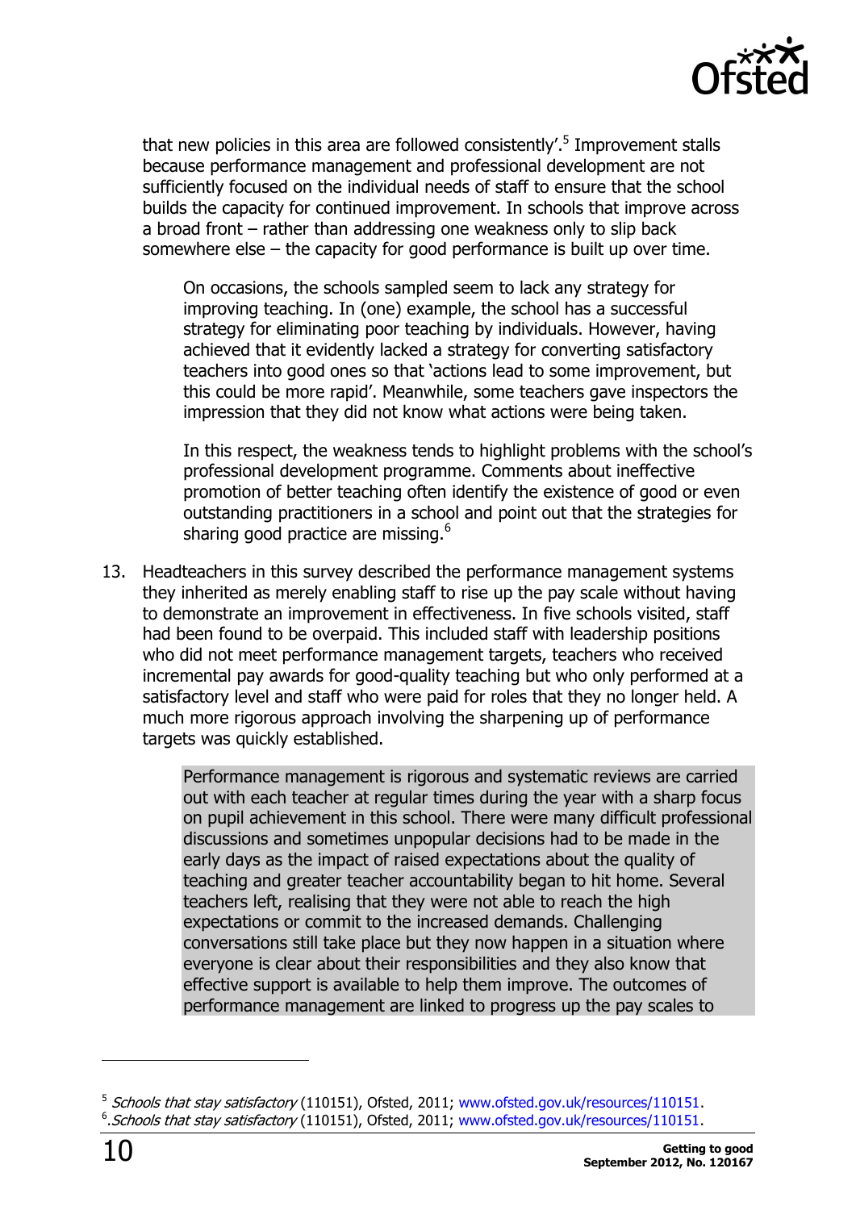that new policies in this area are followed consistently'.[5] Improvement stalls because performance management and professional development are not sufficiently focused on the individual needs of staff to ensure that the school builds the capacity for continued improvement. In schools that improve across a broad front – rather than addressing one weakness only to slip back somewhere else – the capacity for good performance is built up over time.

> On occasions, the schools sampled seem to lack any strategy for improving teaching. In (one) example, the school has a successful strategy for eliminating poor teaching by individuals. However, having achieved that it evidently lacked a strategy for converting satisfactory teachers into good ones so that 'actions lead to some improvement, but this could be more rapid'. Meanwhile, some teachers gave inspectors the impression that they did not know what actions were being taken.
>
> In this respect, the weakness tends to highlight problems with the school's professional development programme. Comments about ineffective promotion of better teaching often identify the existence of good or even outstanding practitioners in a school and point out that the strategies for sharing good practice are missing.[6]

13. Headteachers in this survey described the performance management systems they inherited as merely enabling staff to rise up the pay scale without having to demonstrate an improvement in effectiveness. In five schools visited, staff had been found to be overpaid. This included staff with leadership positions who did not meet performance management targets, teachers who received incremental pay awards for good-quality teaching but who only performed at a satisfactory level and staff who were paid for roles that they no longer held. A much more rigorous approach involving the sharpening up of performance targets was quickly established.

> Performance management is rigorous and systematic reviews are carried out with each teacher at regular times during the year with a sharp focus on pupil achievement in this school. There were many difficult professional discussions and sometimes unpopular decisions had to be made in the early days as the impact of raised expectations about the quality of teaching and greater teacher accountability began to hit home. Several teachers left, realising that they were not able to reach the high expectations or commit to the increased demands. Challenging conversations still take place but they now happen in a situation where everyone is clear about their responsibilities and they also know that effective support is available to help them improve. The outcomes of performance management are linked to progress up the pay scales to

---

[5] *Schools that stay satisfactory* (110151), Ofsted, 2011; www.ofsted.gov.uk/resources/110151.

[6] *Schools that stay satisfactory* (110151), Ofsted, 2011; www.ofsted.gov.uk/resources/110151.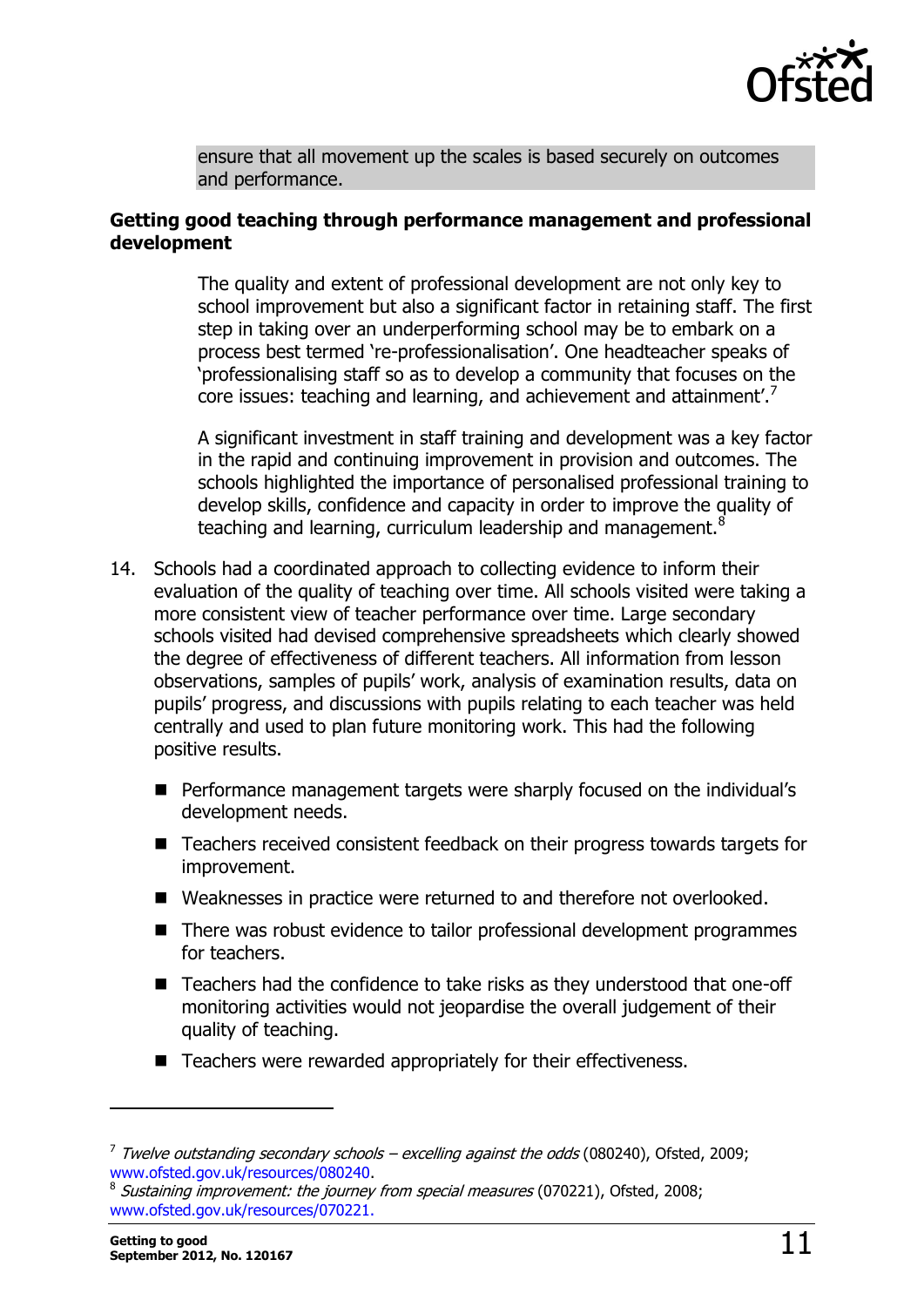ensure that all movement up the scales is based securely on outcomes and performance.

**Getting good teaching through performance management and professional development**

> The quality and extent of professional development are not only key to school improvement but also a significant factor in retaining staff. The first step in taking over an underperforming school may be to embark on a process best termed 're-professionalisation'. One headteacher speaks of 'professionalising staff so as to develop a community that focuses on the core issues: teaching and learning, and achievement and attainment'.[7]
>
> A significant investment in staff training and development was a key factor in the rapid and continuing improvement in provision and outcomes. The schools highlighted the importance of personalised professional training to develop skills, confidence and capacity in order to improve the quality of teaching and learning, curriculum leadership and management.[8]

14. Schools had a coordinated approach to collecting evidence to inform their evaluation of the quality of teaching over time. All schools visited were taking a more consistent view of teacher performance over time. Large secondary schools visited had devised comprehensive spreadsheets which clearly showed the degree of effectiveness of different teachers. All information from lesson observations, samples of pupils' work, analysis of examination results, data on pupils' progress, and discussions with pupils relating to each teacher was held centrally and used to plan future monitoring work. This had the following positive results.

    - Performance management targets were sharply focused on the individual's development needs.
    - Teachers received consistent feedback on their progress towards targets for improvement.
    - Weaknesses in practice were returned to and therefore not overlooked.
    - There was robust evidence to tailor professional development programmes for teachers.
    - Teachers had the confidence to take risks as they understood that one-off monitoring activities would not jeopardise the overall judgement of their quality of teaching.
    - Teachers were rewarded appropriately for their effectiveness.

---

[7] *Twelve outstanding secondary schools – excelling against the odds* (080240), Ofsted, 2009; www.ofsted.gov.uk/resources/080240.

[8] *Sustaining improvement: the journey from special measures* (070221), Ofsted, 2008; www.ofsted.gov.uk/resources/070221.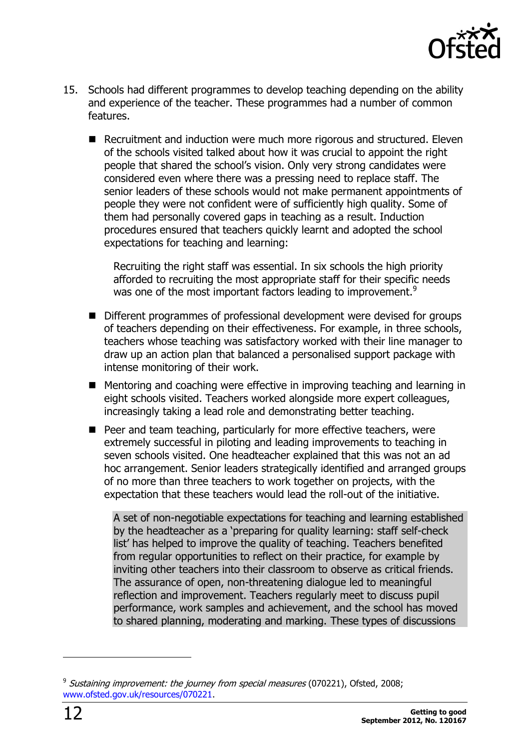15. Schools had different programmes to develop teaching depending on the ability and experience of the teacher. These programmes had a number of common features.

- Recruitment and induction were much more rigorous and structured. Eleven of the schools visited talked about how it was crucial to appoint the right people that shared the school's vision. Only very strong candidates were considered even where there was a pressing need to replace staff. The senior leaders of these schools would not make permanent appointments of people they were not confident were of sufficiently high quality. Some of them had personally covered gaps in teaching as a result. Induction procedures ensured that teachers quickly learnt and adopted the school expectations for teaching and learning:

  > Recruiting the right staff was essential. In six schools the high priority afforded to recruiting the most appropriate staff for their specific needs was one of the most important factors leading to improvement.[9]

- Different programmes of professional development were devised for groups of teachers depending on their effectiveness. For example, in three schools, teachers whose teaching was satisfactory worked with their line manager to draw up an action plan that balanced a personalised support package with intense monitoring of their work.
- Mentoring and coaching were effective in improving teaching and learning in eight schools visited. Teachers worked alongside more expert colleagues, increasingly taking a lead role and demonstrating better teaching.
- Peer and team teaching, particularly for more effective teachers, were extremely successful in piloting and leading improvements to teaching in seven schools visited. One headteacher explained that this was not an ad hoc arrangement. Senior leaders strategically identified and arranged groups of no more than three teachers to work together on projects, with the expectation that these teachers would lead the roll-out of the initiative.

  > A set of non-negotiable expectations for teaching and learning established by the headteacher as a 'preparing for quality learning: staff self-check list' has helped to improve the quality of teaching. Teachers benefited from regular opportunities to reflect on their practice, for example by inviting other teachers into their classroom to observe as critical friends. The assurance of open, non-threatening dialogue led to meaningful reflection and improvement. Teachers regularly meet to discuss pupil performance, work samples and achievement, and the school has moved to shared planning, moderating and marking. These types of discussions

[9] *Sustaining improvement: the journey from special measures* (070221), Ofsted, 2008; www.ofsted.gov.uk/resources/070221.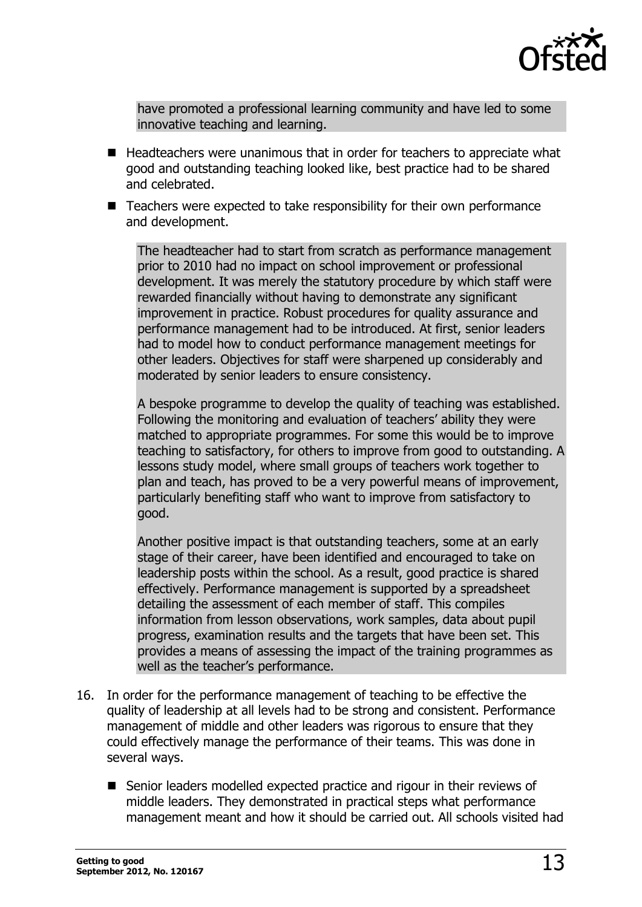have promoted a professional learning community and have led to some innovative teaching and learning.

- Headteachers were unanimous that in order for teachers to appreciate what good and outstanding teaching looked like, best practice had to be shared and celebrated.
- Teachers were expected to take responsibility for their own performance and development.

> The headteacher had to start from scratch as performance management prior to 2010 had no impact on school improvement or professional development. It was merely the statutory procedure by which staff were rewarded financially without having to demonstrate any significant improvement in practice. Robust procedures for quality assurance and performance management had to be introduced. At first, senior leaders had to model how to conduct performance management meetings for other leaders. Objectives for staff were sharpened up considerably and moderated by senior leaders to ensure consistency.
>
> A bespoke programme to develop the quality of teaching was established. Following the monitoring and evaluation of teachers' ability they were matched to appropriate programmes. For some this would be to improve teaching to satisfactory, for others to improve from good to outstanding. A lessons study model, where small groups of teachers work together to plan and teach, has proved to be a very powerful means of improvement, particularly benefiting staff who want to improve from satisfactory to good.
>
> Another positive impact is that outstanding teachers, some at an early stage of their career, have been identified and encouraged to take on leadership posts within the school. As a result, good practice is shared effectively. Performance management is supported by a spreadsheet detailing the assessment of each member of staff. This compiles information from lesson observations, work samples, data about pupil progress, examination results and the targets that have been set. This provides a means of assessing the impact of the training programmes as well as the teacher's performance.

16. In order for the performance management of teaching to be effective the quality of leadership at all levels had to be strong and consistent. Performance management of middle and other leaders was rigorous to ensure that they could effectively manage the performance of their teams. This was done in several ways.

    - Senior leaders modelled expected practice and rigour in their reviews of middle leaders. They demonstrated in practical steps what performance management meant and how it should be carried out. All schools visited had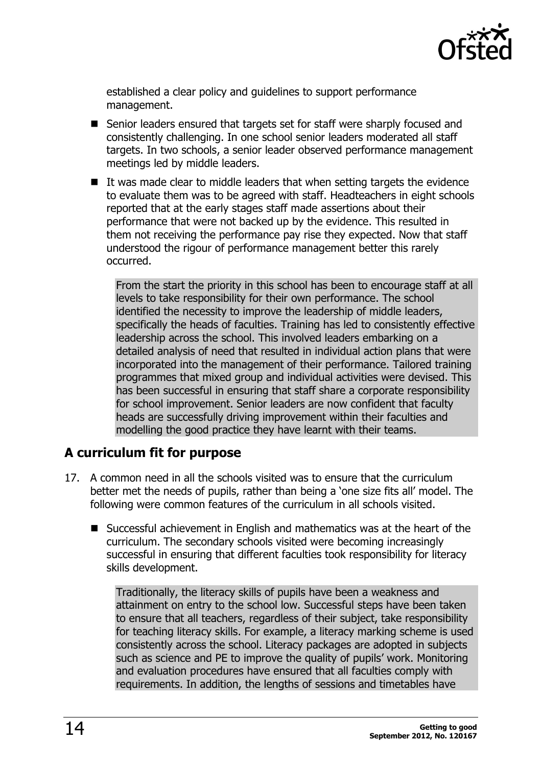established a clear policy and guidelines to support performance management.

- Senior leaders ensured that targets set for staff were sharply focused and consistently challenging. In one school senior leaders moderated all staff targets. In two schools, a senior leader observed performance management meetings led by middle leaders.
- It was made clear to middle leaders that when setting targets the evidence to evaluate them was to be agreed with staff. Headteachers in eight schools reported that at the early stages staff made assertions about their performance that were not backed up by the evidence. This resulted in them not receiving the performance pay rise they expected. Now that staff understood the rigour of performance management better this rarely occurred.

> From the start the priority in this school has been to encourage staff at all levels to take responsibility for their own performance. The school identified the necessity to improve the leadership of middle leaders, specifically the heads of faculties. Training has led to consistently effective leadership across the school. This involved leaders embarking on a detailed analysis of need that resulted in individual action plans that were incorporated into the management of their performance. Tailored training programmes that mixed group and individual activities were devised. This has been successful in ensuring that staff share a corporate responsibility for school improvement. Senior leaders are now confident that faculty heads are successfully driving improvement within their faculties and modelling the good practice they have learnt with their teams.

## A curriculum fit for purpose

17. A common need in all the schools visited was to ensure that the curriculum better met the needs of pupils, rather than being a 'one size fits all' model. The following were common features of the curriculum in all schools visited.

    - Successful achievement in English and mathematics was at the heart of the curriculum. The secondary schools visited were becoming increasingly successful in ensuring that different faculties took responsibility for literacy skills development.

> Traditionally, the literacy skills of pupils have been a weakness and attainment on entry to the school low. Successful steps have been taken to ensure that all teachers, regardless of their subject, take responsibility for teaching literacy skills. For example, a literacy marking scheme is used consistently across the school. Literacy packages are adopted in subjects such as science and PE to improve the quality of pupils' work. Monitoring and evaluation procedures have ensured that all faculties comply with requirements. In addition, the lengths of sessions and timetables have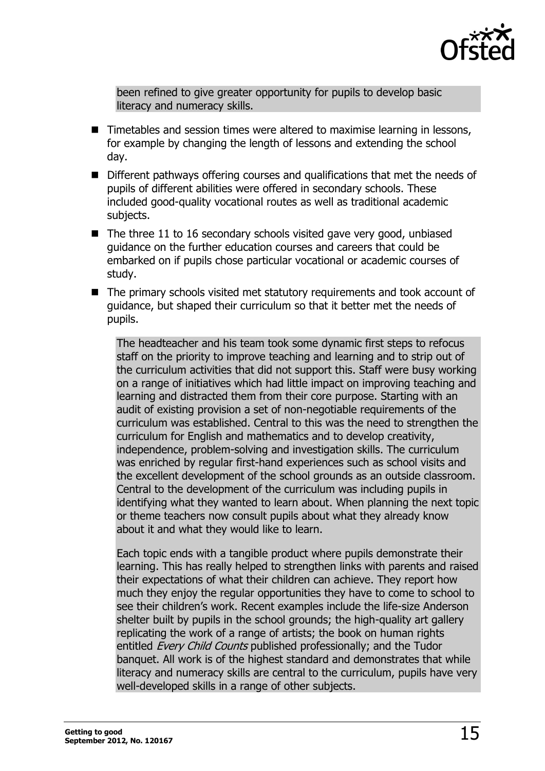been refined to give greater opportunity for pupils to develop basic literacy and numeracy skills.

- Timetables and session times were altered to maximise learning in lessons, for example by changing the length of lessons and extending the school day.
- Different pathways offering courses and qualifications that met the needs of pupils of different abilities were offered in secondary schools. These included good-quality vocational routes as well as traditional academic subjects.
- The three 11 to 16 secondary schools visited gave very good, unbiased guidance on the further education courses and careers that could be embarked on if pupils chose particular vocational or academic courses of study.
- The primary schools visited met statutory requirements and took account of guidance, but shaped their curriculum so that it better met the needs of pupils.

> The headteacher and his team took some dynamic first steps to refocus staff on the priority to improve teaching and learning and to strip out of the curriculum activities that did not support this. Staff were busy working on a range of initiatives which had little impact on improving teaching and learning and distracted them from their core purpose. Starting with an audit of existing provision a set of non-negotiable requirements of the curriculum was established. Central to this was the need to strengthen the curriculum for English and mathematics and to develop creativity, independence, problem-solving and investigation skills. The curriculum was enriched by regular first-hand experiences such as school visits and the excellent development of the school grounds as an outside classroom. Central to the development of the curriculum was including pupils in identifying what they wanted to learn about. When planning the next topic or theme teachers now consult pupils about what they already know about it and what they would like to learn.
>
> Each topic ends with a tangible product where pupils demonstrate their learning. This has really helped to strengthen links with parents and raised their expectations of what their children can achieve. They report how much they enjoy the regular opportunities they have to come to school to see their children's work. Recent examples include the life-size Anderson shelter built by pupils in the school grounds; the high-quality art gallery replicating the work of a range of artists; the book on human rights entitled *Every Child Counts* published professionally; and the Tudor banquet. All work is of the highest standard and demonstrates that while literacy and numeracy skills are central to the curriculum, pupils have very well-developed skills in a range of other subjects.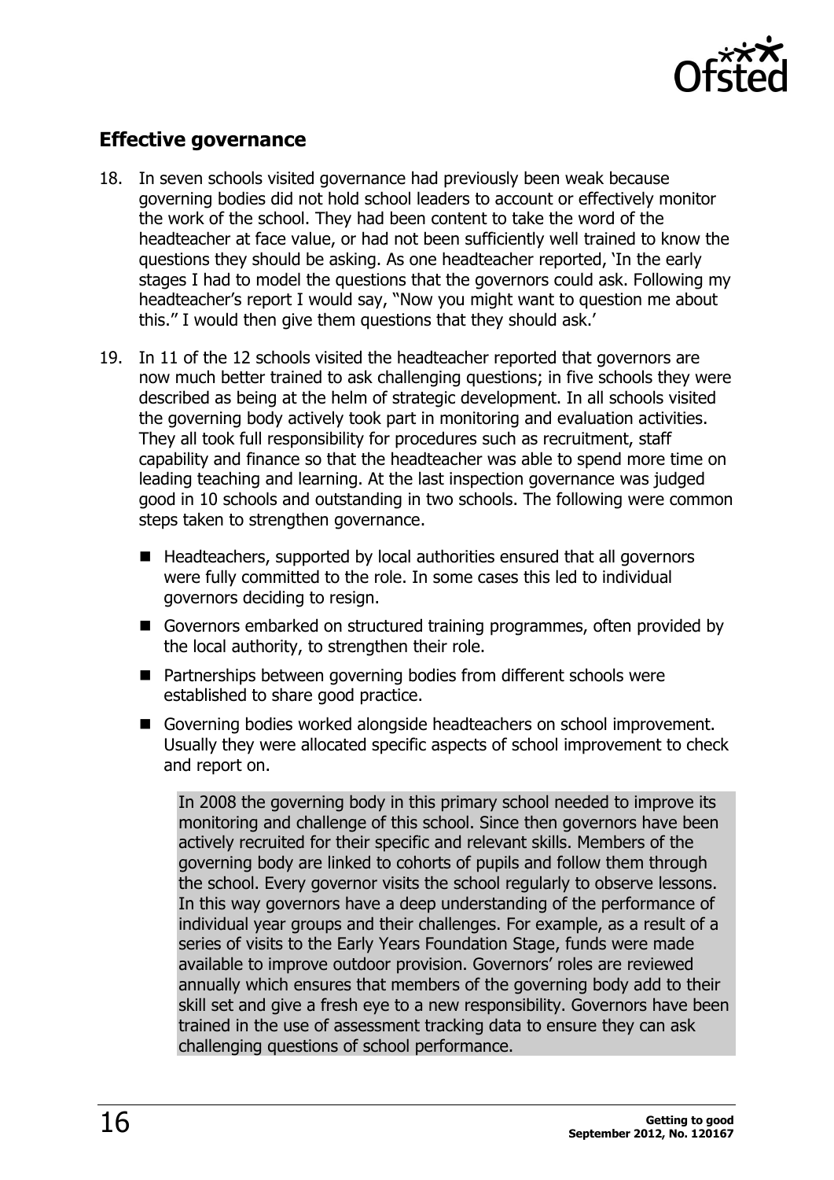## Effective governance

18. In seven schools visited governance had previously been weak because governing bodies did not hold school leaders to account or effectively monitor the work of the school. They had been content to take the word of the headteacher at face value, or had not been sufficiently well trained to know the questions they should be asking. As one headteacher reported, 'In the early stages I had to model the questions that the governors could ask. Following my headteacher's report I would say, "Now you might want to question me about this." I would then give them questions that they should ask.'

19. In 11 of the 12 schools visited the headteacher reported that governors are now much better trained to ask challenging questions; in five schools they were described as being at the helm of strategic development. In all schools visited the governing body actively took part in monitoring and evaluation activities. They all took full responsibility for procedures such as recruitment, staff capability and finance so that the headteacher was able to spend more time on leading teaching and learning. At the last inspection governance was judged good in 10 schools and outstanding in two schools. The following were common steps taken to strengthen governance.

    - Headteachers, supported by local authorities ensured that all governors were fully committed to the role. In some cases this led to individual governors deciding to resign.
    - Governors embarked on structured training programmes, often provided by the local authority, to strengthen their role.
    - Partnerships between governing bodies from different schools were established to share good practice.
    - Governing bodies worked alongside headteachers on school improvement. Usually they were allocated specific aspects of school improvement to check and report on.

> In 2008 the governing body in this primary school needed to improve its monitoring and challenge of this school. Since then governors have been actively recruited for their specific and relevant skills. Members of the governing body are linked to cohorts of pupils and follow them through the school. Every governor visits the school regularly to observe lessons. In this way governors have a deep understanding of the performance of individual year groups and their challenges. For example, as a result of a series of visits to the Early Years Foundation Stage, funds were made available to improve outdoor provision. Governors' roles are reviewed annually which ensures that members of the governing body add to their skill set and give a fresh eye to a new responsibility. Governors have been trained in the use of assessment tracking data to ensure they can ask challenging questions of school performance.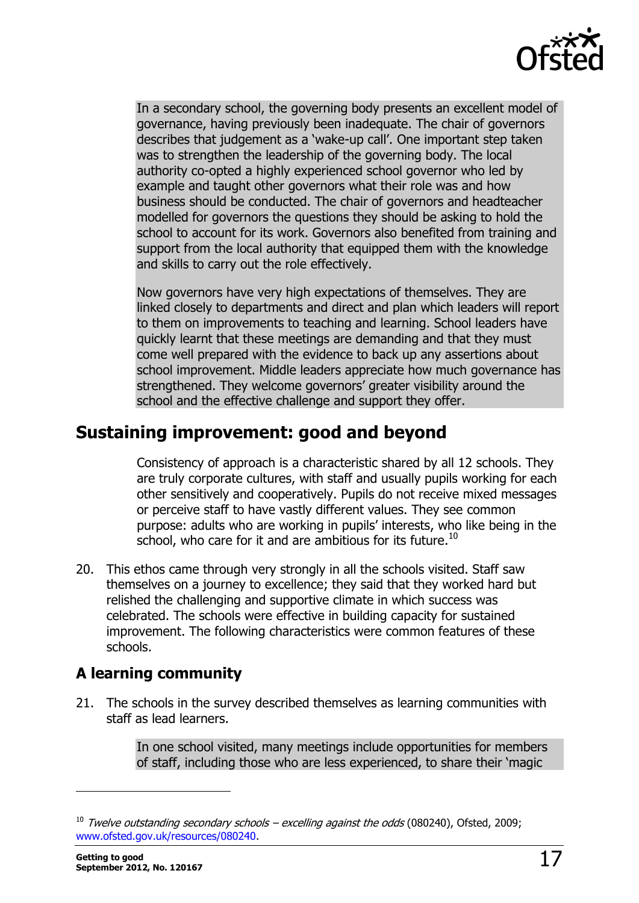In a secondary school, the governing body presents an excellent model of governance, having previously been inadequate. The chair of governors describes that judgement as a 'wake-up call'. One important step taken was to strengthen the leadership of the governing body. The local authority co-opted a highly experienced school governor who led by example and taught other governors what their role was and how business should be conducted. The chair of governors and headteacher modelled for governors the questions they should be asking to hold the school to account for its work. Governors also benefited from training and support from the local authority that equipped them with the knowledge and skills to carry out the role effectively.

Now governors have very high expectations of themselves. They are linked closely to departments and direct and plan which leaders will report to them on improvements to teaching and learning. School leaders have quickly learnt that these meetings are demanding and that they must come well prepared with the evidence to back up any assertions about school improvement. Middle leaders appreciate how much governance has strengthened. They welcome governors' greater visibility around the school and the effective challenge and support they offer.

## Sustaining improvement: good and beyond

> Consistency of approach is a characteristic shared by all 12 schools. They are truly corporate cultures, with staff and usually pupils working for each other sensitively and cooperatively. Pupils do not receive mixed messages or perceive staff to have vastly different values. They see common purpose: adults who are working in pupils' interests, who like being in the school, who care for it and are ambitious for its future.[10]

20. This ethos came through very strongly in all the schools visited. Staff saw themselves on a journey to excellence; they said that they worked hard but relished the challenging and supportive climate in which success was celebrated. The schools were effective in building capacity for sustained improvement. The following characteristics were common features of these schools.

### A learning community

21. The schools in the survey described themselves as learning communities with staff as lead learners.

In one school visited, many meetings include opportunities for members of staff, including those who are less experienced, to share their 'magic

---

[10] *Twelve outstanding secondary schools – excelling against the odds* (080240), Ofsted, 2009; www.ofsted.gov.uk/resources/080240.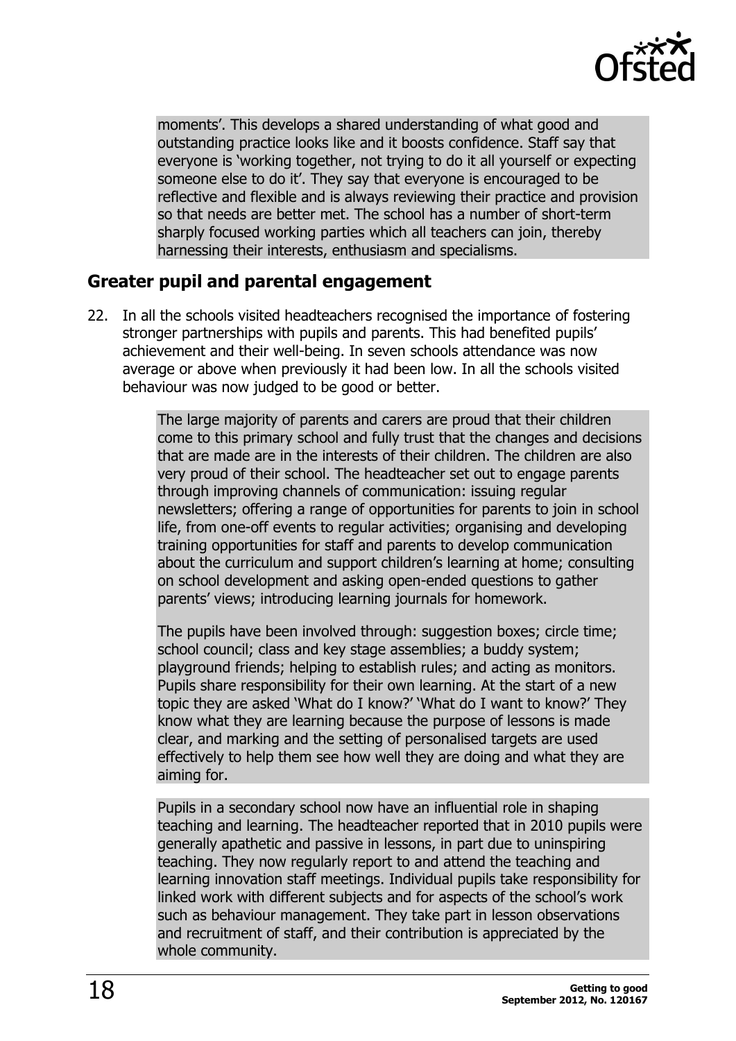moments'. This develops a shared understanding of what good and outstanding practice looks like and it boosts confidence. Staff say that everyone is 'working together, not trying to do it all yourself or expecting someone else to do it'. They say that everyone is encouraged to be reflective and flexible and is always reviewing their practice and provision so that needs are better met. The school has a number of short-term sharply focused working parties which all teachers can join, thereby harnessing their interests, enthusiasm and specialisms.

## Greater pupil and parental engagement

22. In all the schools visited headteachers recognised the importance of fostering stronger partnerships with pupils and parents. This had benefited pupils' achievement and their well-being. In seven schools attendance was now average or above when previously it had been low. In all the schools visited behaviour was now judged to be good or better.

> The large majority of parents and carers are proud that their children come to this primary school and fully trust that the changes and decisions that are made are in the interests of their children. The children are also very proud of their school. The headteacher set out to engage parents through improving channels of communication: issuing regular newsletters; offering a range of opportunities for parents to join in school life, from one-off events to regular activities; organising and developing training opportunities for staff and parents to develop communication about the curriculum and support children's learning at home; consulting on school development and asking open-ended questions to gather parents' views; introducing learning journals for homework.
>
> The pupils have been involved through: suggestion boxes; circle time; school council; class and key stage assemblies; a buddy system; playground friends; helping to establish rules; and acting as monitors. Pupils share responsibility for their own learning. At the start of a new topic they are asked 'What do I know?' 'What do I want to know?' They know what they are learning because the purpose of lessons is made clear, and marking and the setting of personalised targets are used effectively to help them see how well they are doing and what they are aiming for.

> Pupils in a secondary school now have an influential role in shaping teaching and learning. The headteacher reported that in 2010 pupils were generally apathetic and passive in lessons, in part due to uninspiring teaching. They now regularly report to and attend the teaching and learning innovation staff meetings. Individual pupils take responsibility for linked work with different subjects and for aspects of the school's work such as behaviour management. They take part in lesson observations and recruitment of staff, and their contribution is appreciated by the whole community.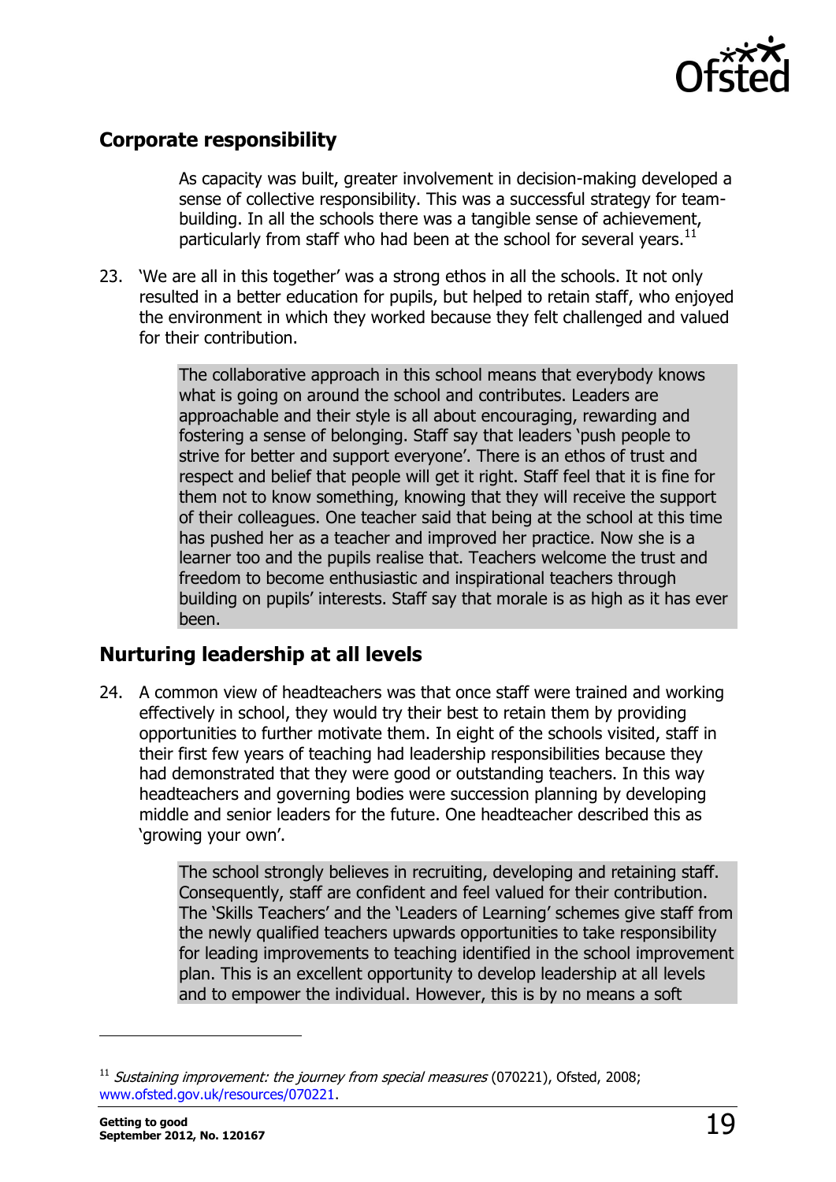## Corporate responsibility

> As capacity was built, greater involvement in decision-making developed a sense of collective responsibility. This was a successful strategy for team-building. In all the schools there was a tangible sense of achievement, particularly from staff who had been at the school for several years.[11]

23. 'We are all in this together' was a strong ethos in all the schools. It not only resulted in a better education for pupils, but helped to retain staff, who enjoyed the environment in which they worked because they felt challenged and valued for their contribution.

> The collaborative approach in this school means that everybody knows what is going on around the school and contributes. Leaders are approachable and their style is all about encouraging, rewarding and fostering a sense of belonging. Staff say that leaders 'push people to strive for better and support everyone'. There is an ethos of trust and respect and belief that people will get it right. Staff feel that it is fine for them not to know something, knowing that they will receive the support of their colleagues. One teacher said that being at the school at this time has pushed her as a teacher and improved her practice. Now she is a learner too and the pupils realise that. Teachers welcome the trust and freedom to become enthusiastic and inspirational teachers through building on pupils' interests. Staff say that morale is as high as it has ever been.

## Nurturing leadership at all levels

24. A common view of headteachers was that once staff were trained and working effectively in school, they would try their best to retain them by providing opportunities to further motivate them. In eight of the schools visited, staff in their first few years of teaching had leadership responsibilities because they had demonstrated that they were good or outstanding teachers. In this way headteachers and governing bodies were succession planning by developing middle and senior leaders for the future. One headteacher described this as 'growing your own'.

> The school strongly believes in recruiting, developing and retaining staff. Consequently, staff are confident and feel valued for their contribution. The 'Skills Teachers' and the 'Leaders of Learning' schemes give staff from the newly qualified teachers upwards opportunities to take responsibility for leading improvements to teaching identified in the school improvement plan. This is an excellent opportunity to develop leadership at all levels and to empower the individual. However, this is by no means a soft

---

[11] *Sustaining improvement: the journey from special measures* (070221), Ofsted, 2008; www.ofsted.gov.uk/resources/070221.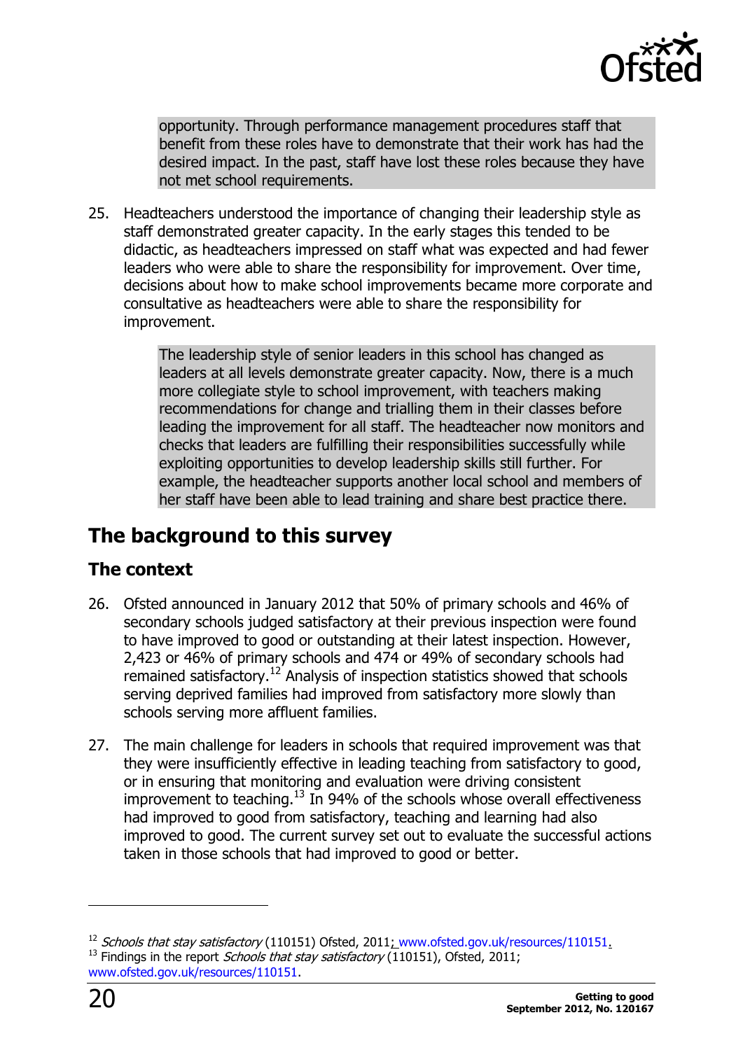opportunity. Through performance management procedures staff that benefit from these roles have to demonstrate that their work has had the desired impact. In the past, staff have lost these roles because they have not met school requirements.

25. Headteachers understood the importance of changing their leadership style as staff demonstrated greater capacity. In the early stages this tended to be didactic, as headteachers impressed on staff what was expected and had fewer leaders who were able to share the responsibility for improvement. Over time, decisions about how to make school improvements became more corporate and consultative as headteachers were able to share the responsibility for improvement.

> The leadership style of senior leaders in this school has changed as leaders at all levels demonstrate greater capacity. Now, there is a much more collegiate style to school improvement, with teachers making recommendations for change and trialling them in their classes before leading the improvement for all staff. The headteacher now monitors and checks that leaders are fulfilling their responsibilities successfully while exploiting opportunities to develop leadership skills still further. For example, the headteacher supports another local school and members of her staff have been able to lead training and share best practice there.

## The background to this survey

### The context

26. Ofsted announced in January 2012 that 50% of primary schools and 46% of secondary schools judged satisfactory at their previous inspection were found to have improved to good or outstanding at their latest inspection. However, 2,423 or 46% of primary schools and 474 or 49% of secondary schools had remained satisfactory.[12] Analysis of inspection statistics showed that schools serving deprived families had improved from satisfactory more slowly than schools serving more affluent families.

27. The main challenge for leaders in schools that required improvement was that they were insufficiently effective in leading teaching from satisfactory to good, or in ensuring that monitoring and evaluation were driving consistent improvement to teaching.[13] In 94% of the schools whose overall effectiveness had improved to good from satisfactory, teaching and learning had also improved to good. The current survey set out to evaluate the successful actions taken in those schools that had improved to good or better.

---

[12] *Schools that stay satisfactory* (110151) Ofsted, 2011; www.ofsted.gov.uk/resources/110151.

[13] Findings in the report *Schools that stay satisfactory* (110151), Ofsted, 2011; www.ofsted.gov.uk/resources/110151.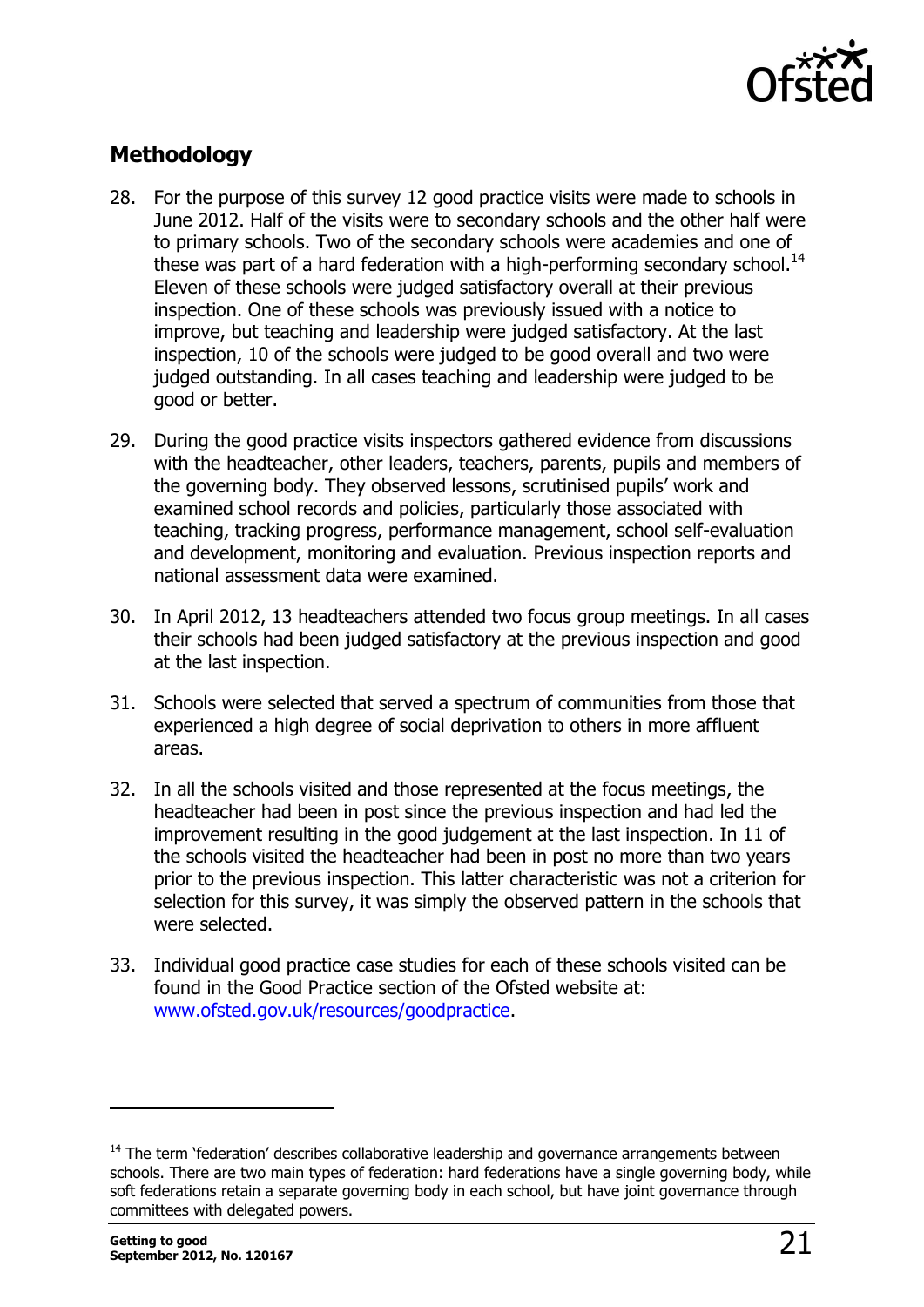## Methodology

28. For the purpose of this survey 12 good practice visits were made to schools in June 2012. Half of the visits were to secondary schools and the other half were to primary schools. Two of the secondary schools were academies and one of these was part of a hard federation with a high-performing secondary school.[14] Eleven of these schools were judged satisfactory overall at their previous inspection. One of these schools was previously issued with a notice to improve, but teaching and leadership were judged satisfactory. At the last inspection, 10 of the schools were judged to be good overall and two were judged outstanding. In all cases teaching and leadership were judged to be good or better.

29. During the good practice visits inspectors gathered evidence from discussions with the headteacher, other leaders, teachers, parents, pupils and members of the governing body. They observed lessons, scrutinised pupils' work and examined school records and policies, particularly those associated with teaching, tracking progress, performance management, school self-evaluation and development, monitoring and evaluation. Previous inspection reports and national assessment data were examined.

30. In April 2012, 13 headteachers attended two focus group meetings. In all cases their schools had been judged satisfactory at the previous inspection and good at the last inspection.

31. Schools were selected that served a spectrum of communities from those that experienced a high degree of social deprivation to others in more affluent areas.

32. In all the schools visited and those represented at the focus meetings, the headteacher had been in post since the previous inspection and had led the improvement resulting in the good judgement at the last inspection. In 11 of the schools visited the headteacher had been in post no more than two years prior to the previous inspection. This latter characteristic was not a criterion for selection for this survey, it was simply the observed pattern in the schools that were selected.

33. Individual good practice case studies for each of these schools visited can be found in the Good Practice section of the Ofsted website at: www.ofsted.gov.uk/resources/goodpractice.

---

[14] The term 'federation' describes collaborative leadership and governance arrangements between schools. There are two main types of federation: hard federations have a single governing body, while soft federations retain a separate governing body in each school, but have joint governance through committees with delegated powers.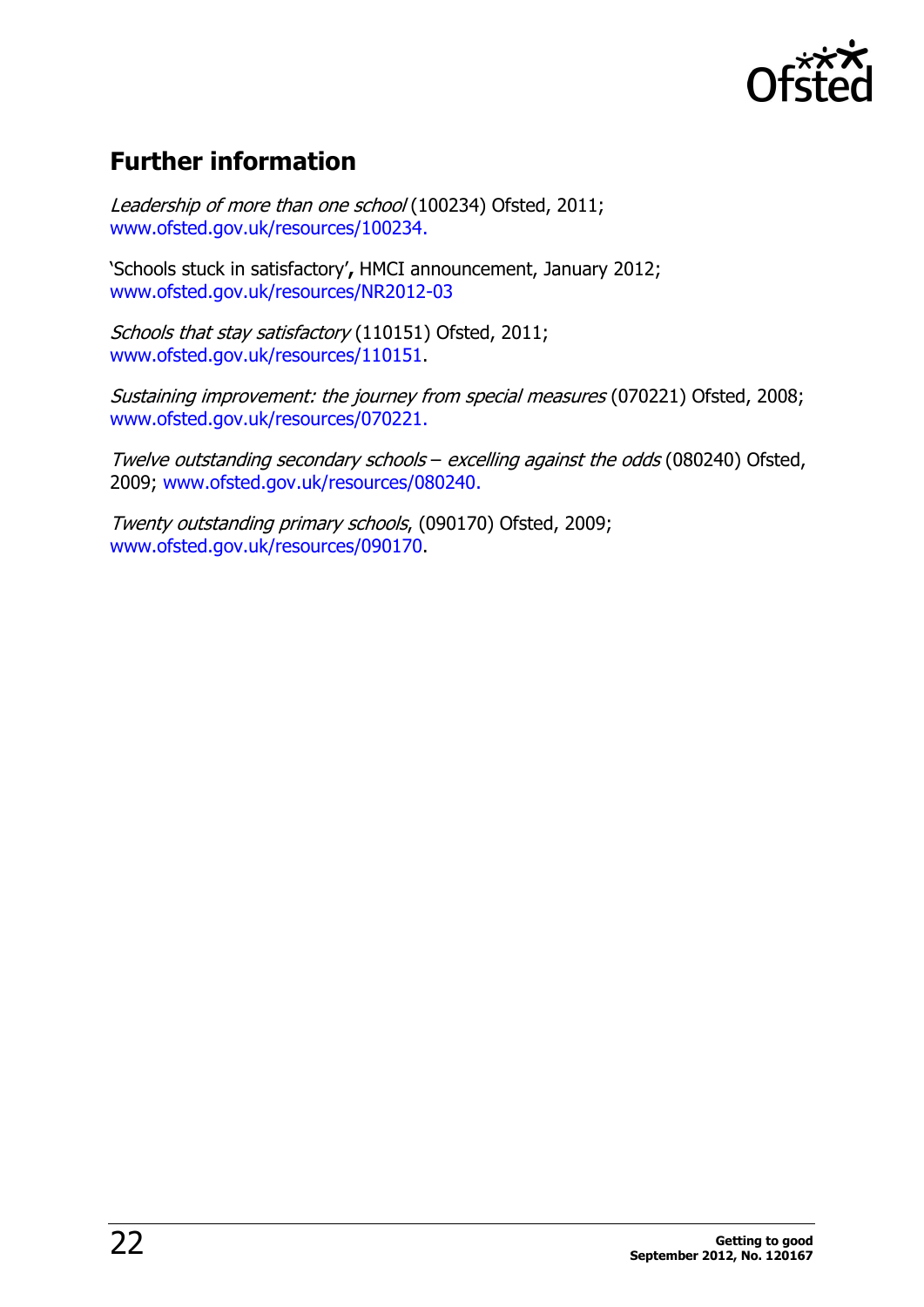## Further information

*Leadership of more than one school* (100234) Ofsted, 2011; www.ofsted.gov.uk/resources/100234.

'Schools stuck in satisfactory'**,** HMCI announcement, January 2012; www.ofsted.gov.uk/resources/NR2012-03

*Schools that stay satisfactory* (110151) Ofsted, 2011; www.ofsted.gov.uk/resources/110151.

*Sustaining improvement: the journey from special measures* (070221) Ofsted, 2008; www.ofsted.gov.uk/resources/070221.

*Twelve outstanding secondary schools – excelling against the odds* (080240) Ofsted, 2009; www.ofsted.gov.uk/resources/080240.

*Twenty outstanding primary schools*, (090170) Ofsted, 2009; www.ofsted.gov.uk/resources/090170.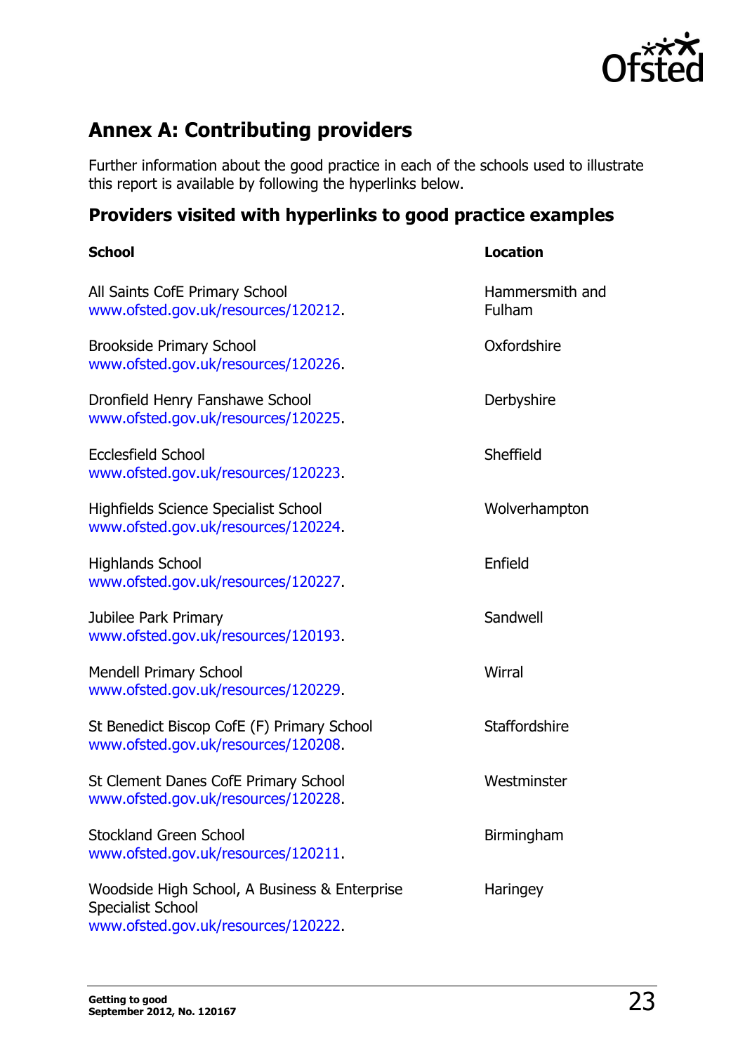## Annex A: Contributing providers

Further information about the good practice in each of the schools used to illustrate this report is available by following the hyperlinks below.

### Providers visited with hyperlinks to good practice examples

| School | Location |
| --- | --- |
| All Saints CofE Primary School www.ofsted.gov.uk/resources/120212. | Hammersmith and Fulham |
| Brookside Primary School www.ofsted.gov.uk/resources/120226. | Oxfordshire |
| Dronfield Henry Fanshawe School www.ofsted.gov.uk/resources/120225. | Derbyshire |
| Ecclesfield School www.ofsted.gov.uk/resources/120223. | Sheffield |
| Highfields Science Specialist School www.ofsted.gov.uk/resources/120224. | Wolverhampton |
| Highlands School www.ofsted.gov.uk/resources/120227. | Enfield |
| Jubilee Park Primary www.ofsted.gov.uk/resources/120193. | Sandwell |
| Mendell Primary School www.ofsted.gov.uk/resources/120229. | Wirral |
| St Benedict Biscop CofE (F) Primary School www.ofsted.gov.uk/resources/120208. | Staffordshire |
| St Clement Danes CofE Primary School www.ofsted.gov.uk/resources/120228. | Westminster |
| Stockland Green School www.ofsted.gov.uk/resources/120211. | Birmingham |
| Woodside High School, A Business & Enterprise Specialist School www.ofsted.gov.uk/resources/120222. | Haringey |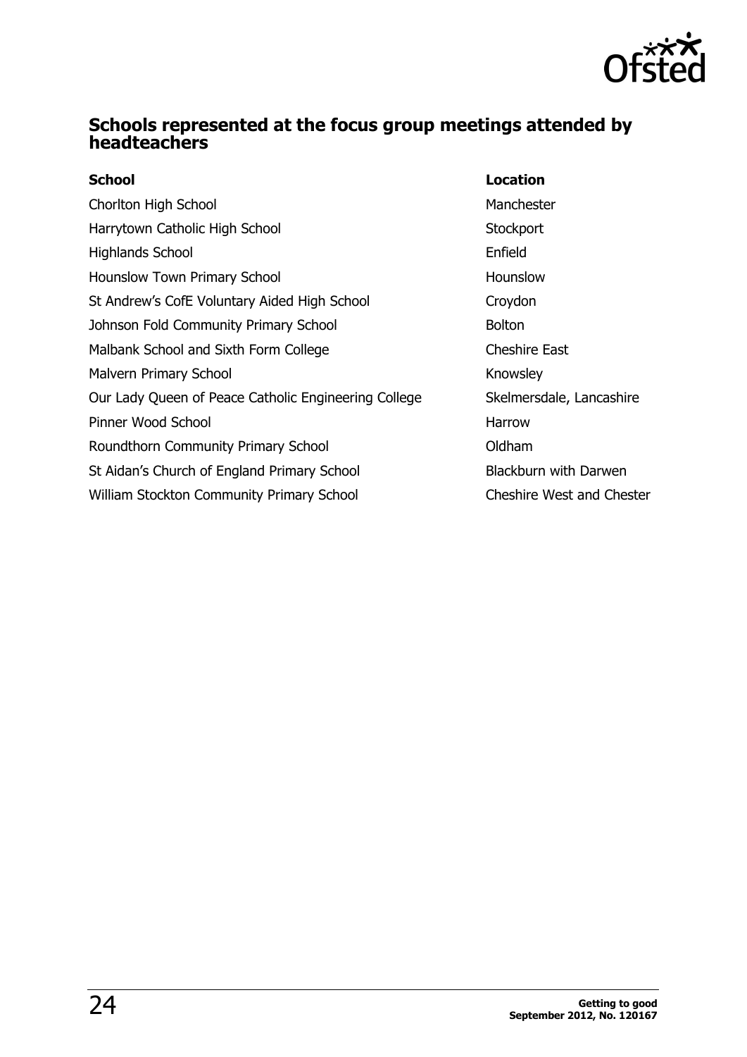## Schools represented at the focus group meetings attended by headteachers

| School | Location |
| --- | --- |
| Chorlton High School | Manchester |
| Harrytown Catholic High School | Stockport |
| Highlands School | Enfield |
| Hounslow Town Primary School | Hounslow |
| St Andrew's CofE Voluntary Aided High School | Croydon |
| Johnson Fold Community Primary School | Bolton |
| Malbank School and Sixth Form College | Cheshire East |
| Malvern Primary School | Knowsley |
| Our Lady Queen of Peace Catholic Engineering College | Skelmersdale, Lancashire |
| Pinner Wood School | Harrow |
| Roundthorn Community Primary School | Oldham |
| St Aidan's Church of England Primary School | Blackburn with Darwen |
| William Stockton Community Primary School | Cheshire West and Chester |